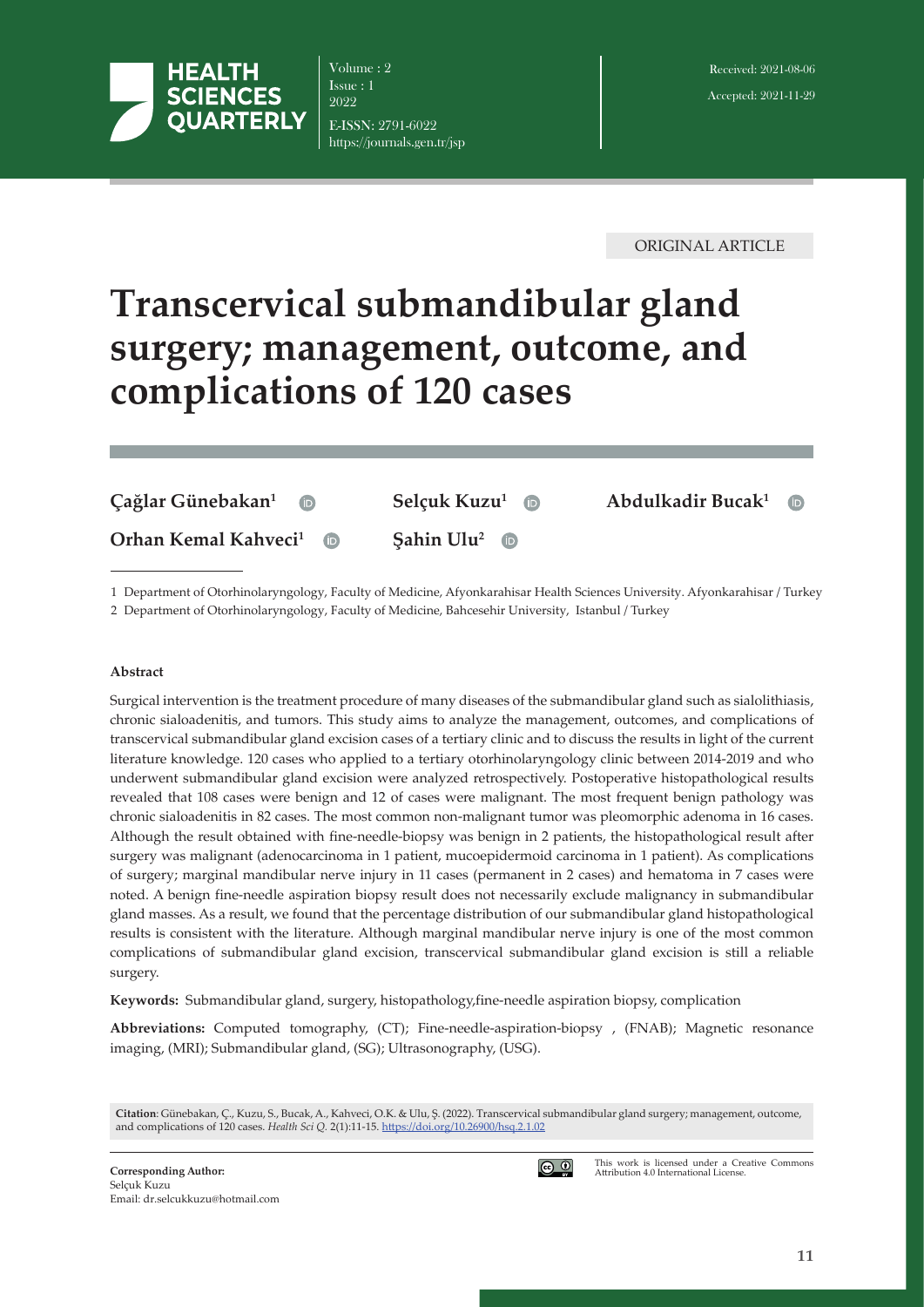ORIGINAL ARTICLE

# Transcervical submandibular gland surgery; management, outcome, and complications of 120 cases

**Çağlar Günebakan**[1] **Selçuk Kuzu**[1] **Abdulkadir Bucak**[1]

**Orhan Kemal Kahveci**[1] **Şahin Ulu**[2]

1 Department of Otorhinolaryngology, Faculty of Medicine, Afyonkarahisar Health Sciences University. Afyonkarahisar / Turkey

2 Department of Otorhinolaryngology, Faculty of Medicine, Bahcesehir University, Istanbul / Turkey

Received: 2021-08-06

Accepted: 2021-11-29

**Abstract**

Surgical intervention is the treatment procedure of many diseases of the submandibular gland such as sialolithiasis, chronic sialoadenitis, and tumors. This study aims to analyze the management, outcomes, and complications of transcervical submandibular gland excision cases of a tertiary clinic and to discuss the results in light of the current literature knowledge. 120 cases who applied to a tertiary otorhinolaryngology clinic between 2014-2019 and who underwent submandibular gland excision were analyzed retrospectively. Postoperative histopathological results revealed that 108 cases were benign and 12 of cases were malignant. The most frequent benign pathology was chronic sialoadenitis in 82 cases. The most common non-malignant tumor was pleomorphic adenoma in 16 cases. Although the result obtained with fine-needle-biopsy was benign in 2 patients, the histopathological result after surgery was malignant (adenocarcinoma in 1 patient, mucoepidermoid carcinoma in 1 patient). As complications of surgery; marginal mandibular nerve injury in 11 cases (permanent in 2 cases) and hematoma in 7 cases were noted. A benign fine-needle aspiration biopsy result does not necessarily exclude malignancy in submandibular gland masses. As a result, we found that the percentage distribution of our submandibular gland histopathological results is consistent with the literature. Although marginal mandibular nerve injury is one of the most common complications of submandibular gland excision, transcervical submandibular gland excision is still a reliable surgery.

**Keywords:** Submandibular gland, surgery, histopathology,fine-needle aspiration biopsy, complication

**Abbreviations:** Computed tomography, (CT); Fine-needle-aspiration-biopsy , (FNAB); Magnetic resonance imaging, (MRI); Submandibular gland, (SG); Ultrasonography, (USG).

**Citation**: Günebakan, Ç., Kuzu, S., Bucak, A., Kahveci, O.K. & Ulu, Ş. (2022). Transcervical submandibular gland surgery; management, outcome, and complications of 120 cases. *Health Sci Q.* 2(1):11-15. https://doi.org/10.26900/hsq.2.1.02

**Corresponding Author:**
Selçuk Kuzu
Email: dr.selcukkuzu@hotmail.com

This work is licensed under a Creative Commons Attribution 4.0 International License.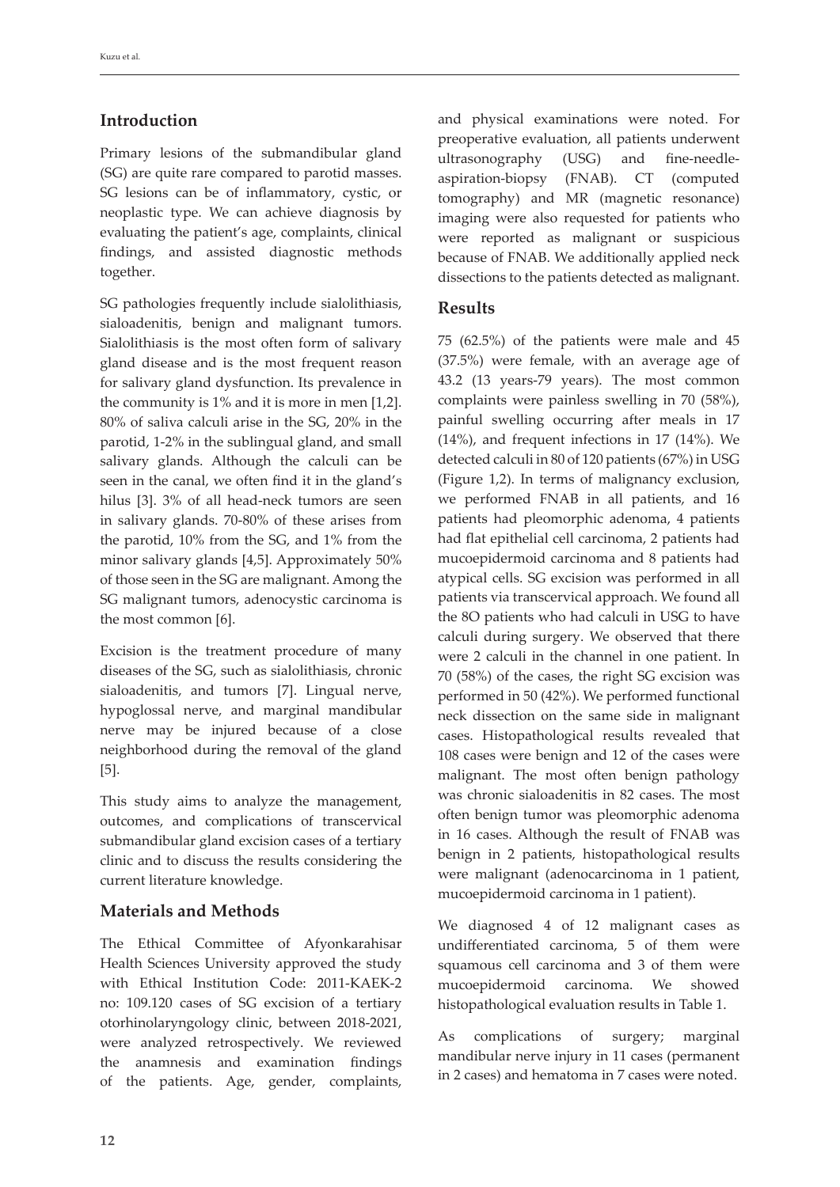## Introduction

Primary lesions of the submandibular gland (SG) are quite rare compared to parotid masses. SG lesions can be of inflammatory, cystic, or neoplastic type. We can achieve diagnosis by evaluating the patient's age, complaints, clinical findings, and assisted diagnostic methods together.

SG pathologies frequently include sialolithiasis, sialoadenitis, benign and malignant tumors. Sialolithiasis is the most often form of salivary gland disease and is the most frequent reason for salivary gland dysfunction. Its prevalence in the community is 1% and it is more in men [1,2]. 80% of saliva calculi arise in the SG, 20% in the parotid, 1-2% in the sublingual gland, and small salivary glands. Although the calculi can be seen in the canal, we often find it in the gland's hilus [3]. 3% of all head-neck tumors are seen in salivary glands. 70-80% of these arises from the parotid, 10% from the SG, and 1% from the minor salivary glands [4,5]. Approximately 50% of those seen in the SG are malignant. Among the SG malignant tumors, adenocystic carcinoma is the most common [6].

Excision is the treatment procedure of many diseases of the SG, such as sialolithiasis, chronic sialoadenitis, and tumors [7]. Lingual nerve, hypoglossal nerve, and marginal mandibular nerve may be injured because of a close neighborhood during the removal of the gland [5].

This study aims to analyze the management, outcomes, and complications of transcervical submandibular gland excision cases of a tertiary clinic and to discuss the results considering the current literature knowledge.

## Materials and Methods

The Ethical Committee of Afyonkarahisar Health Sciences University approved the study with Ethical Institution Code: 2011-KAEK-2 no: 109.120 cases of SG excision of a tertiary otorhinolaryngology clinic, between 2018-2021, were analyzed retrospectively. We reviewed the anamnesis and examination findings of the patients. Age, gender, complaints, and physical examinations were noted. For preoperative evaluation, all patients underwent ultrasonography (USG) and fine-needle-aspiration-biopsy (FNAB). CT (computed tomography) and MR (magnetic resonance) imaging were also requested for patients who were reported as malignant or suspicious because of FNAB. We additionally applied neck dissections to the patients detected as malignant.

## Results

75 (62.5%) of the patients were male and 45 (37.5%) were female, with an average age of 43.2 (13 years-79 years). The most common complaints were painless swelling in 70 (58%), painful swelling occurring after meals in 17 (14%), and frequent infections in 17 (14%). We detected calculi in 80 of 120 patients (67%) in USG (Figure 1,2). In terms of malignancy exclusion, we performed FNAB in all patients, and 16 patients had pleomorphic adenoma, 4 patients had flat epithelial cell carcinoma, 2 patients had mucoepidermoid carcinoma and 8 patients had atypical cells. SG excision was performed in all patients via transcervical approach. We found all the 8O patients who had calculi in USG to have calculi during surgery. We observed that there were 2 calculi in the channel in one patient. In 70 (58%) of the cases, the right SG excision was performed in 50 (42%). We performed functional neck dissection on the same side in malignant cases. Histopathological results revealed that 108 cases were benign and 12 of the cases were malignant. The most often benign pathology was chronic sialoadenitis in 82 cases. The most often benign tumor was pleomorphic adenoma in 16 cases. Although the result of FNAB was benign in 2 patients, histopathological results were malignant (adenocarcinoma in 1 patient, mucoepidermoid carcinoma in 1 patient).

We diagnosed 4 of 12 malignant cases as undifferentiated carcinoma, 5 of them were squamous cell carcinoma and 3 of them were mucoepidermoid carcinoma. We showed histopathological evaluation results in Table 1.

As complications of surgery; marginal mandibular nerve injury in 11 cases (permanent in 2 cases) and hematoma in 7 cases were noted.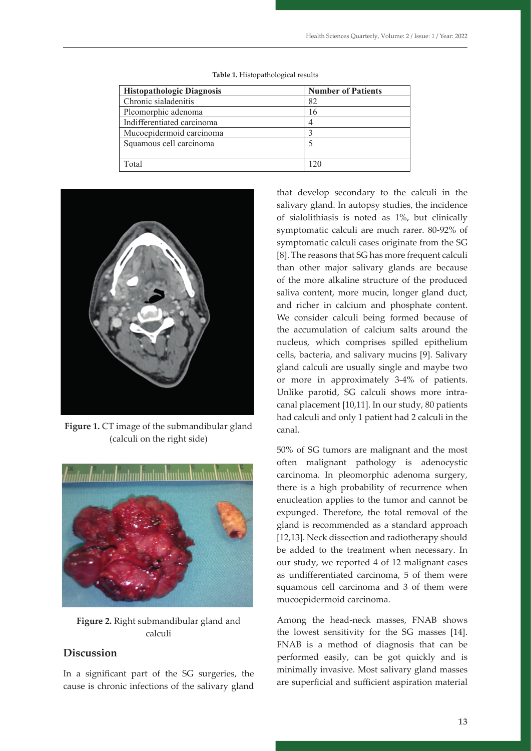**Table 1.** Histopathological results

| Histopathologic Diagnosis | Number of Patients |
|---|---|
| Chronic sialadenitis | 82 |
| Pleomorphic adenoma | 16 |
| Indifferentiated carcinoma | 4 |
| Mucoepidermoid carcinoma | 3 |
| Squamous cell carcinoma | 5 |
| Total | 120 |

**Figure 1.** CT image of the submandibular gland (calculi on the right side)

**Figure 2.** Right submandibular gland and calculi

## Discussion

In a significant part of the SG surgeries, the cause is chronic infections of the salivary gland that develop secondary to the calculi in the salivary gland. In autopsy studies, the incidence of sialolithiasis is noted as 1%, but clinically symptomatic calculi are much rarer. 80-92% of symptomatic calculi cases originate from the SG [8]. The reasons that SG has more frequent calculi than other major salivary glands are because of the more alkaline structure of the produced saliva content, more mucin, longer gland duct, and richer in calcium and phosphate content. We consider calculi being formed because of the accumulation of calcium salts around the nucleus, which comprises spilled epithelium cells, bacteria, and salivary mucins [9]. Salivary gland calculi are usually single and maybe two or more in approximately 3-4% of patients. Unlike parotid, SG calculi shows more intra-canal placement [10,11]. In our study, 80 patients had calculi and only 1 patient had 2 calculi in the canal.

50% of SG tumors are malignant and the most often malignant pathology is adenocystic carcinoma. In pleomorphic adenoma surgery, there is a high probability of recurrence when enucleation applies to the tumor and cannot be expunged. Therefore, the total removal of the gland is recommended as a standard approach [12,13]. Neck dissection and radiotherapy should be added to the treatment when necessary. In our study, we reported 4 of 12 malignant cases as undifferentiated carcinoma, 5 of them were squamous cell carcinoma and 3 of them were mucoepidermoid carcinoma.

Among the head-neck masses, FNAB shows the lowest sensitivity for the SG masses [14]. FNAB is a method of diagnosis that can be performed easily, can be got quickly and is minimally invasive. Most salivary gland masses are superficial and sufficient aspiration material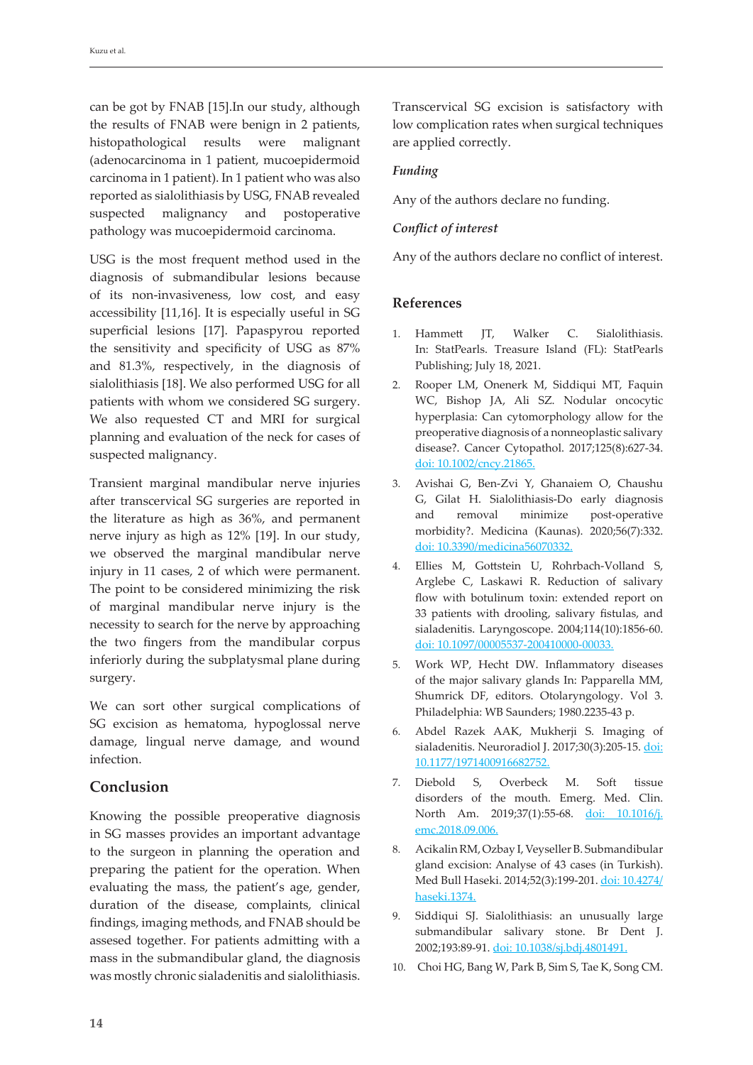can be got by FNAB [15].In our study, although the results of FNAB were benign in 2 patients, histopathological results were malignant (adenocarcinoma in 1 patient, mucoepidermoid carcinoma in 1 patient). In 1 patient who was also reported as sialolithiasis by USG, FNAB revealed suspected malignancy and postoperative pathology was mucoepidermoid carcinoma.

USG is the most frequent method used in the diagnosis of submandibular lesions because of its non-invasiveness, low cost, and easy accessibility [11,16]. It is especially useful in SG superficial lesions [17]. Papaspyrou reported the sensitivity and specificity of USG as 87% and 81.3%, respectively, in the diagnosis of sialolithiasis [18]. We also performed USG for all patients with whom we considered SG surgery. We also requested CT and MRI for surgical planning and evaluation of the neck for cases of suspected malignancy.

Transient marginal mandibular nerve injuries after transcervical SG surgeries are reported in the literature as high as 36%, and permanent nerve injury as high as 12% [19]. In our study, we observed the marginal mandibular nerve injury in 11 cases, 2 of which were permanent. The point to be considered minimizing the risk of marginal mandibular nerve injury is the necessity to search for the nerve by approaching the two fingers from the mandibular corpus inferiorly during the subplatysmal plane during surgery.

We can sort other surgical complications of SG excision as hematoma, hypoglossal nerve damage, lingual nerve damage, and wound infection.

## Conclusion

Knowing the possible preoperative diagnosis in SG masses provides an important advantage to the surgeon in planning the operation and preparing the patient for the operation. When evaluating the mass, the patient's age, gender, duration of the disease, complaints, clinical findings, imaging methods, and FNAB should be assesed together. For patients admitting with a mass in the submandibular gland, the diagnosis was mostly chronic sialadenitis and sialolithiasis. Transcervical SG excision is satisfactory with low complication rates when surgical techniques are applied correctly.

### *Funding*

Any of the authors declare no funding.

### *Conflict of interest*

Any of the authors declare no conflict of interest.

## References

1. Hammett JT, Walker C. Sialolithiasis. In: StatPearls. Treasure Island (FL): StatPearls Publishing; July 18, 2021.
2. Rooper LM, Onenerk M, Siddiqui MT, Faquin WC, Bishop JA, Ali SZ. Nodular oncocytic hyperplasia: Can cytomorphology allow for the preoperative diagnosis of a nonneoplastic salivary disease?. Cancer Cytopathol. 2017;125(8):627-34. doi: 10.1002/cncy.21865.
3. Avishai G, Ben-Zvi Y, Ghanaiem O, Chaushu G, Gilat H. Sialolithiasis-Do early diagnosis and removal minimize post-operative morbidity?. Medicina (Kaunas). 2020;56(7):332. doi: 10.3390/medicina56070332.
4. Ellies M, Gottstein U, Rohrbach-Volland S, Arglebe C, Laskawi R. Reduction of salivary flow with botulinum toxin: extended report on 33 patients with drooling, salivary fistulas, and sialadenitis. Laryngoscope. 2004;114(10):1856-60. doi: 10.1097/00005537-200410000-00033.
5. Work WP, Hecht DW. Inflammatory diseases of the major salivary glands In: Papparella MM, Shumrick DF, editors. Otolaryngology. Vol 3. Philadelphia: WB Saunders; 1980.2235-43 p.
6. Abdel Razek AAK, Mukherji S. Imaging of sialadenitis. Neuroradiol J. 2017;30(3):205-15. doi: 10.1177/1971400916682752.
7. Diebold S, Overbeck M. Soft tissue disorders of the mouth. Emerg. Med. Clin. North Am. 2019;37(1):55-68. doi: 10.1016/j.emc.2018.09.006.
8. Acikalin RM, Ozbay I, Veyseller B. Submandibular gland excision: Analyse of 43 cases (in Turkish). Med Bull Haseki. 2014;52(3):199-201. doi: 10.4274/haseki.1374.
9. Siddiqui SJ. Sialolithiasis: an unusually large submandibular salivary stone. Br Dent J. 2002;193:89-91. doi: 10.1038/sj.bdj.4801491.
10. Choi HG, Bang W, Park B, Sim S, Tae K, Song CM.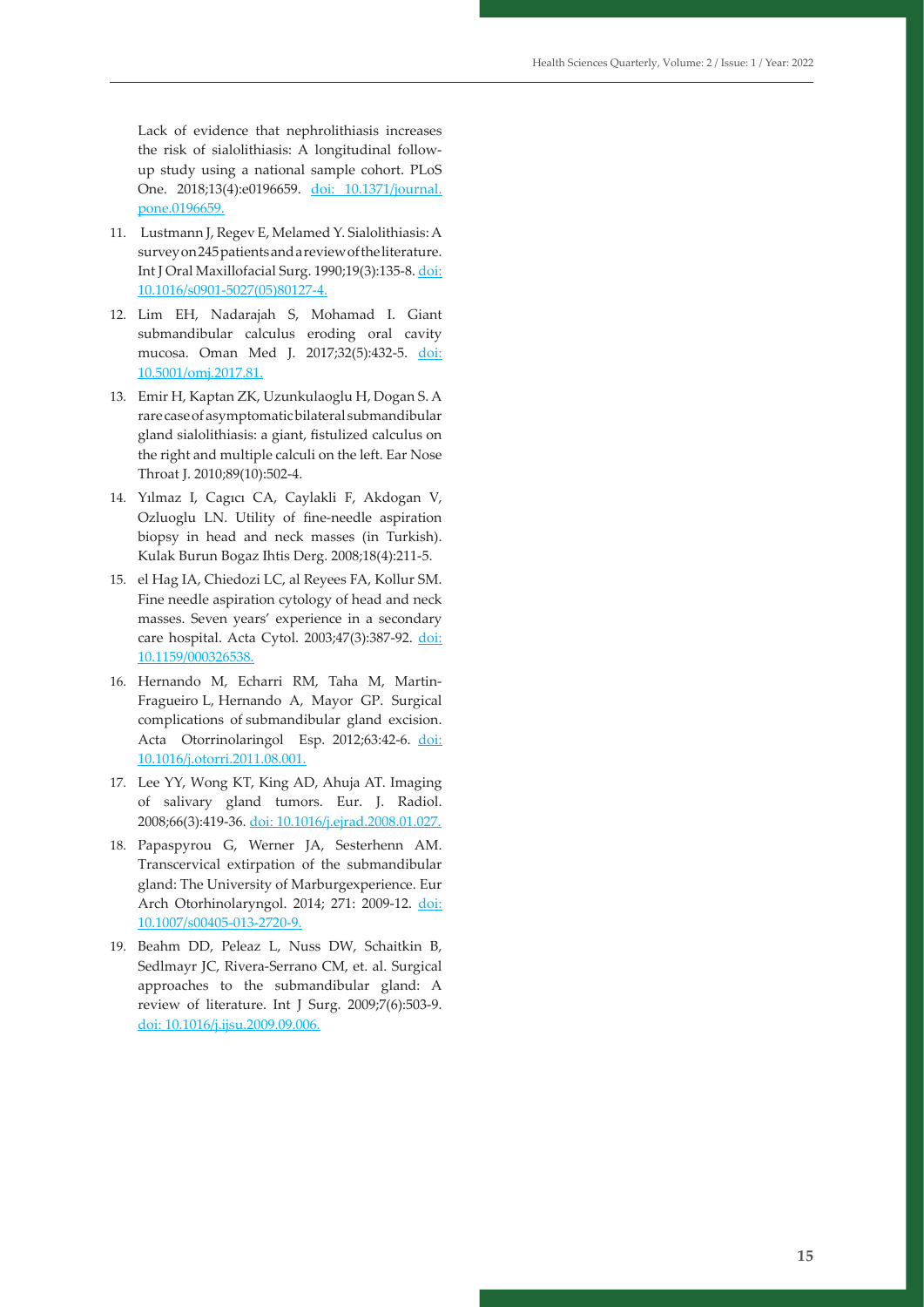Lack of evidence that nephrolithiasis increases the risk of sialolithiasis: A longitudinal follow-up study using a national sample cohort. PLoS One. 2018;13(4):e0196659. doi: 10.1371/journal.pone.0196659.

11. Lustmann J, Regev E, Melamed Y. Sialolithiasis: A survey on 245 patients and a review of the literature. Int J Oral Maxillofacial Surg. 1990;19(3):135-8. doi: 10.1016/s0901-5027(05)80127-4.
12. Lim EH, Nadarajah S, Mohamad I. Giant submandibular calculus eroding oral cavity mucosa. Oman Med J. 2017;32(5):432-5. doi: 10.5001/omj.2017.81.
13. Emir H, Kaptan ZK, Uzunkulaoglu H, Dogan S. A rare case of asymptomatic bilateral submandibular gland sialolithiasis: a giant, fistulized calculus on the right and multiple calculi on the left. Ear Nose Throat J. 2010;89(10):502-4.
14. Yılmaz I, Cagıcı CA, Caylakli F, Akdogan V, Ozluoglu LN. Utility of fine-needle aspiration biopsy in head and neck masses (in Turkish). Kulak Burun Bogaz Ihtis Derg. 2008;18(4):211-5.
15. el Hag IA, Chiedozi LC, al Reyees FA, Kollur SM. Fine needle aspiration cytology of head and neck masses. Seven years' experience in a secondary care hospital. Acta Cytol. 2003;47(3):387-92. doi: 10.1159/000326538.
16. Hernando M, Echarri RM, Taha M, Martin-Fragueiro L, Hernando A, Mayor GP. Surgical complications of submandibular gland excision. Acta Otorrinolaringol Esp. 2012;63:42-6. doi: 10.1016/j.otorri.2011.08.001.
17. Lee YY, Wong KT, King AD, Ahuja AT. Imaging of salivary gland tumors. Eur. J. Radiol. 2008;66(3):419-36. doi: 10.1016/j.ejrad.2008.01.027.
18. Papaspyrou G, Werner JA, Sesterhenn AM. Transcervical extirpation of the submandibular gland: The University of Marburgexperience. Eur Arch Otorhinolaryngol. 2014; 271: 2009-12. doi: 10.1007/s00405-013-2720-9.
19. Beahm DD, Peleaz L, Nuss DW, Schaitkin B, Sedlmayr JC, Rivera-Serrano CM, et. al. Surgical approaches to the submandibular gland: A review of literature. Int J Surg. 2009;7(6):503-9. doi: 10.1016/j.ijsu.2009.09.006.